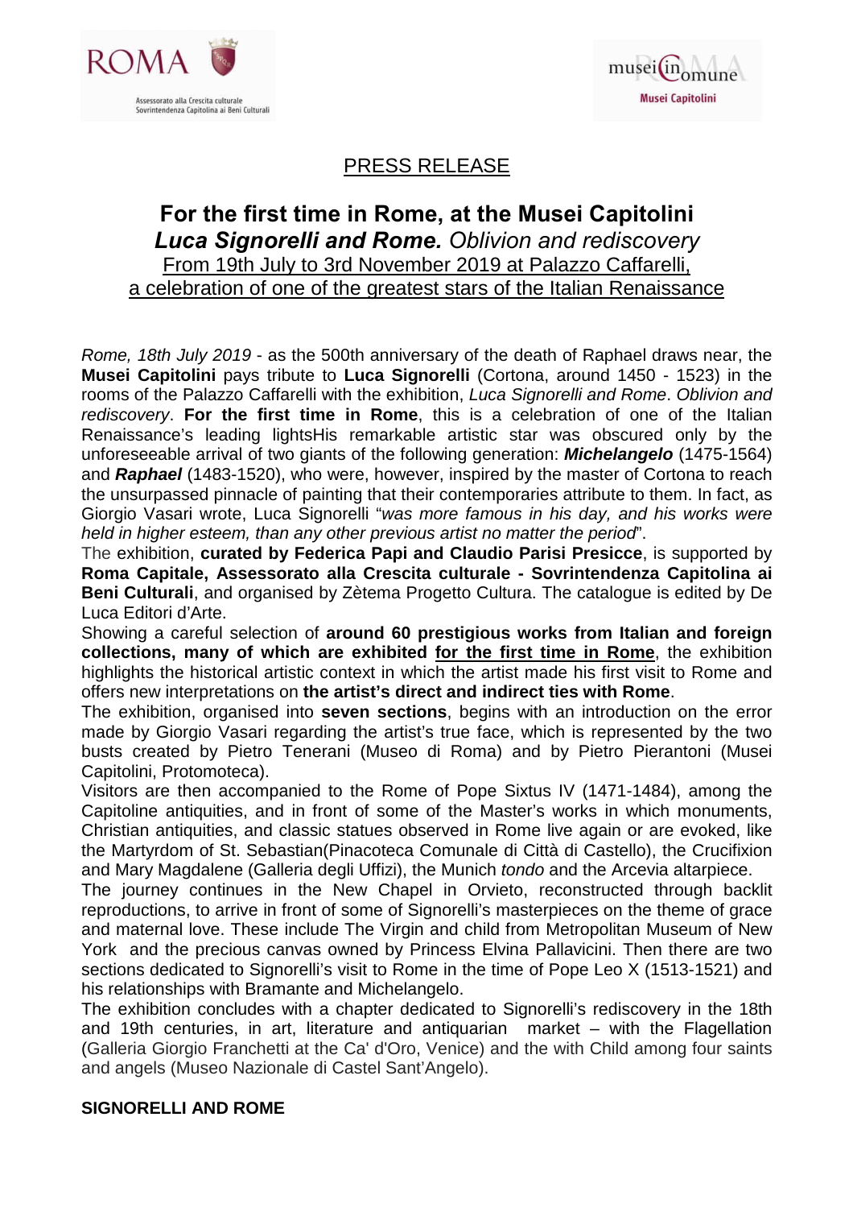ROMA

Assessorato alla Crescita culturale
Sovrintendenza Capitolina ai Beni Culturali

musei in comune
Musei Capitolini

PRESS RELEASE

# For the first time in Rome, at the Musei Capitolini
## ***Luca Signorelli and Rome.*** *Oblivion and rediscovery*

From 19th July to 3rd November 2019 at Palazzo Caffarelli,
a celebration of one of the greatest stars of the Italian Renaissance

*Rome, 18th July 2019* - as the 500th anniversary of the death of Raphael draws near, the **Musei Capitolini** pays tribute to **Luca Signorelli** (Cortona, around 1450 - 1523) in the rooms of the Palazzo Caffarelli with the exhibition, *Luca Signorelli and Rome*. *Oblivion and rediscovery*. **For the first time in Rome**, this is a celebration of one of the Italian Renaissance's leading lightsHis remarkable artistic star was obscured only by the unforeseeable arrival of two giants of the following generation: ***Michelangelo*** (1475-1564) and ***Raphael*** (1483-1520), who were, however, inspired by the master of Cortona to reach the unsurpassed pinnacle of painting that their contemporaries attribute to them. In fact, as Giorgio Vasari wrote, Luca Signorelli "*was more famous in his day, and his works were held in higher esteem, than any other previous artist no matter the period*".

The exhibition, **curated by Federica Papi and Claudio Parisi Presicce**, is supported by **Roma Capitale, Assessorato alla Crescita culturale - Sovrintendenza Capitolina ai Beni Culturali**, and organised by Zètema Progetto Cultura. The catalogue is edited by De Luca Editori d'Arte.

Showing a careful selection of **around 60 prestigious works from Italian and foreign collections, many of which are exhibited for the first time in Rome**, the exhibition highlights the historical artistic context in which the artist made his first visit to Rome and offers new interpretations on **the artist's direct and indirect ties with Rome**.

The exhibition, organised into **seven sections**, begins with an introduction on the error made by Giorgio Vasari regarding the artist's true face, which is represented by the two busts created by Pietro Tenerani (Museo di Roma) and by Pietro Pierantoni (Musei Capitolini, Protomoteca).

Visitors are then accompanied to the Rome of Pope Sixtus IV (1471-1484), among the Capitoline antiquities, and in front of some of the Master's works in which monuments, Christian antiquities, and classic statues observed in Rome live again or are evoked, like the Martyrdom of St. Sebastian(Pinacoteca Comunale di Città di Castello), the Crucifixion and Mary Magdalene (Galleria degli Uffizi), the Munich *tondo* and the Arcevia altarpiece.

The journey continues in the New Chapel in Orvieto, reconstructed through backlit reproductions, to arrive in front of some of Signorelli's masterpieces on the theme of grace and maternal love. These include The Virgin and child from Metropolitan Museum of New York and the precious canvas owned by Princess Elvina Pallavicini. Then there are two sections dedicated to Signorelli's visit to Rome in the time of Pope Leo X (1513-1521) and his relationships with Bramante and Michelangelo.

The exhibition concludes with a chapter dedicated to Signorelli's rediscovery in the 18th and 19th centuries, in art, literature and antiquarian market – with the Flagellation (Galleria Giorgio Franchetti at the Ca' d'Oro, Venice) and the with Child among four saints and angels (Museo Nazionale di Castel Sant'Angelo).

**SIGNORELLI AND ROME**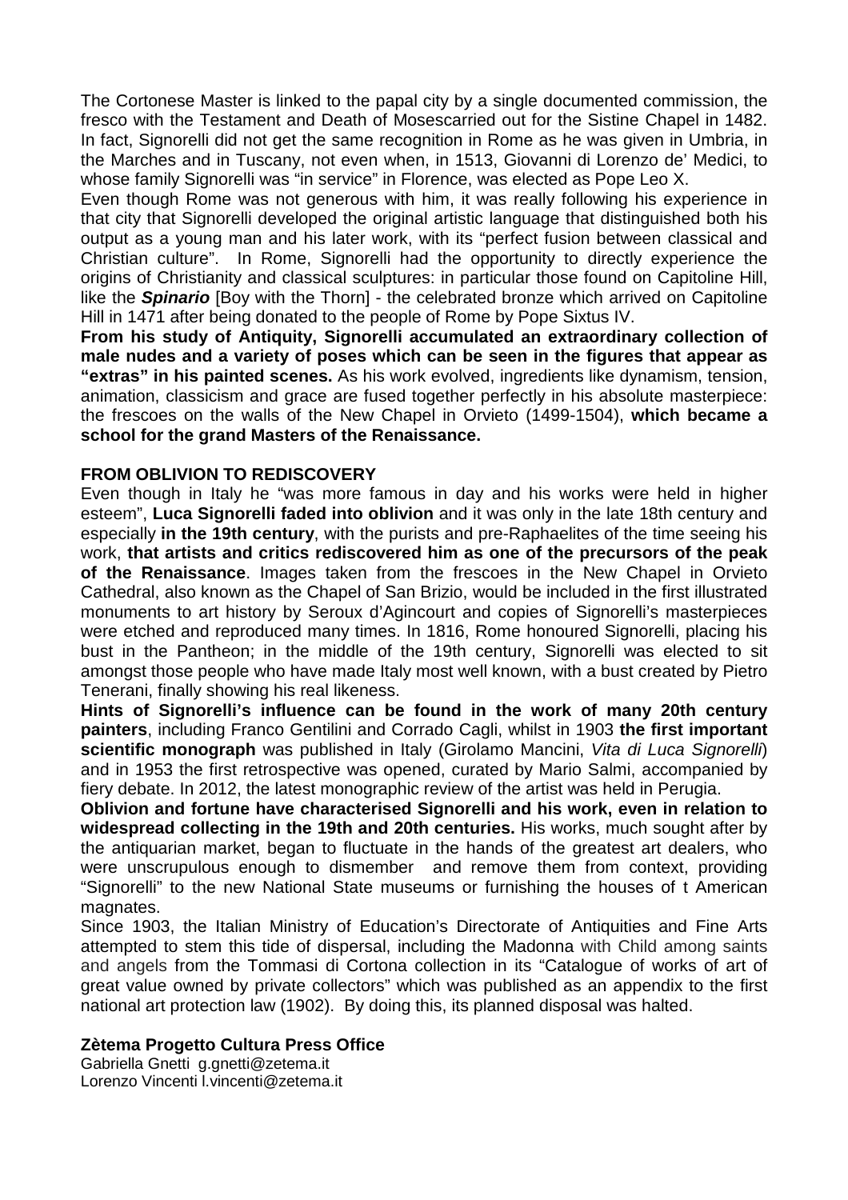The Cortonese Master is linked to the papal city by a single documented commission, the fresco with the Testament and Death of Mosescarried out for the Sistine Chapel in 1482. In fact, Signorelli did not get the same recognition in Rome as he was given in Umbria, in the Marches and in Tuscany, not even when, in 1513, Giovanni di Lorenzo de' Medici, to whose family Signorelli was "in service" in Florence, was elected as Pope Leo X.

Even though Rome was not generous with him, it was really following his experience in that city that Signorelli developed the original artistic language that distinguished both his output as a young man and his later work, with its "perfect fusion between classical and Christian culture". In Rome, Signorelli had the opportunity to directly experience the origins of Christianity and classical sculptures: in particular those found on Capitoline Hill, like the ***Spinario*** [Boy with the Thorn] - the celebrated bronze which arrived on Capitoline Hill in 1471 after being donated to the people of Rome by Pope Sixtus IV.

**From his study of Antiquity, Signorelli accumulated an extraordinary collection of male nudes and a variety of poses which can be seen in the figures that appear as "extras" in his painted scenes.** As his work evolved, ingredients like dynamism, tension, animation, classicism and grace are fused together perfectly in his absolute masterpiece: the frescoes on the walls of the New Chapel in Orvieto (1499-1504), **which became a school for the grand Masters of the Renaissance.**

**FROM OBLIVION TO REDISCOVERY**

Even though in Italy he "was more famous in day and his works were held in higher esteem", **Luca Signorelli faded into oblivion** and it was only in the late 18th century and especially **in the 19th century**, with the purists and pre-Raphaelites of the time seeing his work, **that artists and critics rediscovered him as one of the precursors of the peak of the Renaissance**. Images taken from the frescoes in the New Chapel in Orvieto Cathedral, also known as the Chapel of San Brizio, would be included in the first illustrated monuments to art history by Seroux d'Agincourt and copies of Signorelli's masterpieces were etched and reproduced many times. In 1816, Rome honoured Signorelli, placing his bust in the Pantheon; in the middle of the 19th century, Signorelli was elected to sit amongst those people who have made Italy most well known, with a bust created by Pietro Tenerani, finally showing his real likeness.

**Hints of Signorelli's influence can be found in the work of many 20th century painters**, including Franco Gentilini and Corrado Cagli, whilst in 1903 **the first important scientific monograph** was published in Italy (Girolamo Mancini, *Vita di Luca Signorelli*) and in 1953 the first retrospective was opened, curated by Mario Salmi, accompanied by fiery debate. In 2012, the latest monographic review of the artist was held in Perugia.

**Oblivion and fortune have characterised Signorelli and his work, even in relation to widespread collecting in the 19th and 20th centuries.** His works, much sought after by the antiquarian market, began to fluctuate in the hands of the greatest art dealers, who were unscrupulous enough to dismember and remove them from context, providing "Signorelli" to the new National State museums or furnishing the houses of t American magnates.

Since 1903, the Italian Ministry of Education's Directorate of Antiquities and Fine Arts attempted to stem this tide of dispersal, including the Madonna with Child among saints and angels from the Tommasi di Cortona collection in its "Catalogue of works of art of great value owned by private collectors" which was published as an appendix to the first national art protection law (1902). By doing this, its planned disposal was halted.

**Zètema Progetto Cultura Press Office**

Gabriella Gnetti g.gnetti@zetema.it
Lorenzo Vincenti l.vincenti@zetema.it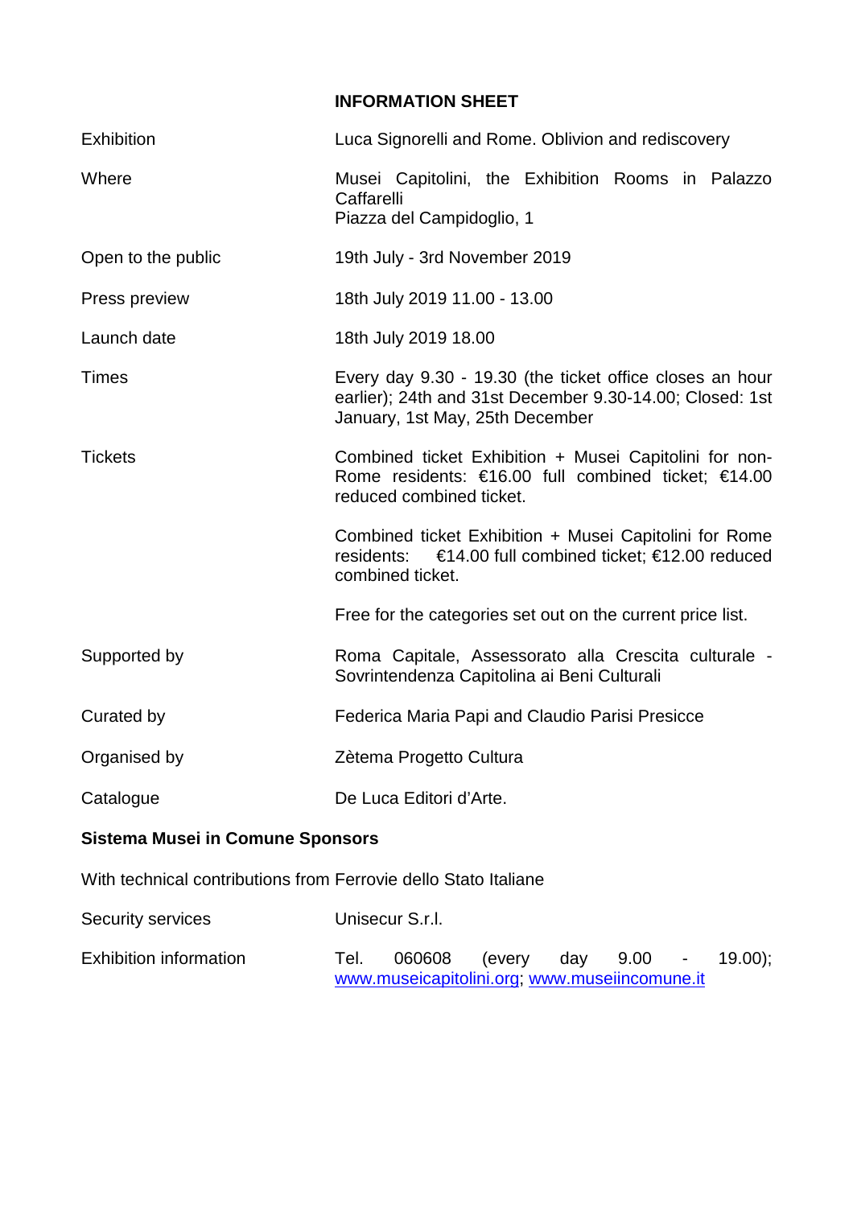# INFORMATION SHEET

| | |
|---|---|
| Exhibition | Luca Signorelli and Rome. Oblivion and rediscovery |
| Where | Musei Capitolini, the Exhibition Rooms in Palazzo Caffarelli<br>Piazza del Campidoglio, 1 |
| Open to the public | 19th July - 3rd November 2019 |
| Press preview | 18th July 2019 11.00 - 13.00 |
| Launch date | 18th July 2019 18.00 |
| Times | Every day 9.30 - 19.30 (the ticket office closes an hour earlier); 24th and 31st December 9.30-14.00; Closed: 1st January, 1st May, 25th December |
| Tickets | Combined ticket Exhibition + Musei Capitolini for non-Rome residents: €16.00 full combined ticket; €14.00 reduced combined ticket.<br><br>Combined ticket Exhibition + Musei Capitolini for Rome residents: €14.00 full combined ticket; €12.00 reduced combined ticket.<br><br>Free for the categories set out on the current price list. |
| Supported by | Roma Capitale, Assessorato alla Crescita culturale - Sovrintendenza Capitolina ai Beni Culturali |
| Curated by | Federica Maria Papi and Claudio Parisi Presicce |
| Organised by | Zètema Progetto Cultura |
| Catalogue | De Luca Editori d'Arte. |

**Sistema Musei in Comune Sponsors**

With technical contributions from Ferrovie dello Stato Italiane

| | |
|---|---|
| Security services | Unisecur S.r.l. |
| Exhibition information | Tel. 060608 (every day 9.00 - 19.00); www.museicapitolini.org; www.museiincomune.it |